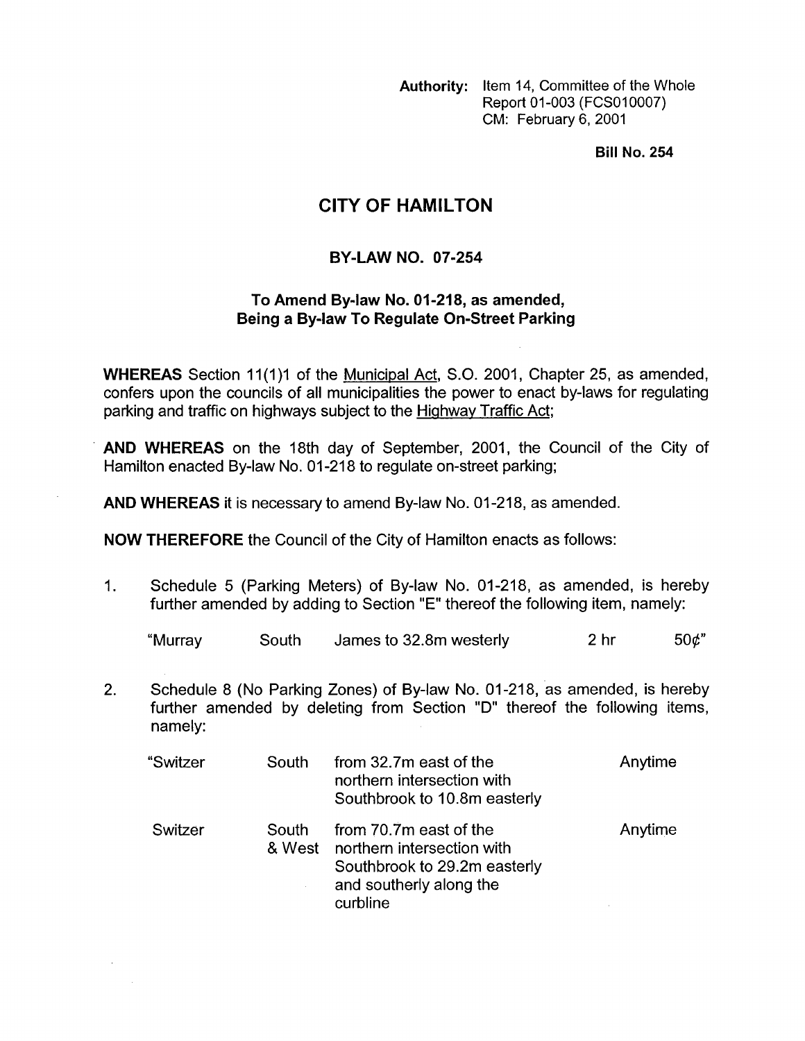**Authority:** Item 14, Committee of the Whole
Report 01-003 (FCS010007)
CM: February 6, 2001

**Bill No. 254**

# CITY OF HAMILTON

## BY-LAW NO. 07-254

### To Amend By-law No. 01-218, as amended, Being a By-law To Regulate On-Street Parking

**WHEREAS** Section 11(1)1 of the Municipal Act, S.O. 2001, Chapter 25, as amended, confers upon the councils of all municipalities the power to enact by-laws for regulating parking and traffic on highways subject to the Highway Traffic Act;

**AND WHEREAS** on the 18th day of September, 2001, the Council of the City of Hamilton enacted By-law No. 01-218 to regulate on-street parking;

**AND WHEREAS** it is necessary to amend By-law No. 01-218, as amended.

**NOW THEREFORE** the Council of the City of Hamilton enacts as follows:

1. Schedule 5 (Parking Meters) of By-law No. 01-218, as amended, is hereby further amended by adding to Section "E" thereof the following item, namely:

| | | | | |
|---|---|---|---|---|
| "Murray | South | James to 32.8m westerly | 2 hr | 50¢" |

2. Schedule 8 (No Parking Zones) of By-law No. 01-218, as amended, is hereby further amended by deleting from Section "D" thereof the following items, namely:

| | | | |
|---|---|---|---|
| "Switzer | South | from 32.7m east of the northern intersection with Southbrook to 10.8m easterly | Anytime |
| Switzer | South & West | from 70.7m east of the northern intersection with Southbrook to 29.2m easterly and southerly along the curbline | Anytime |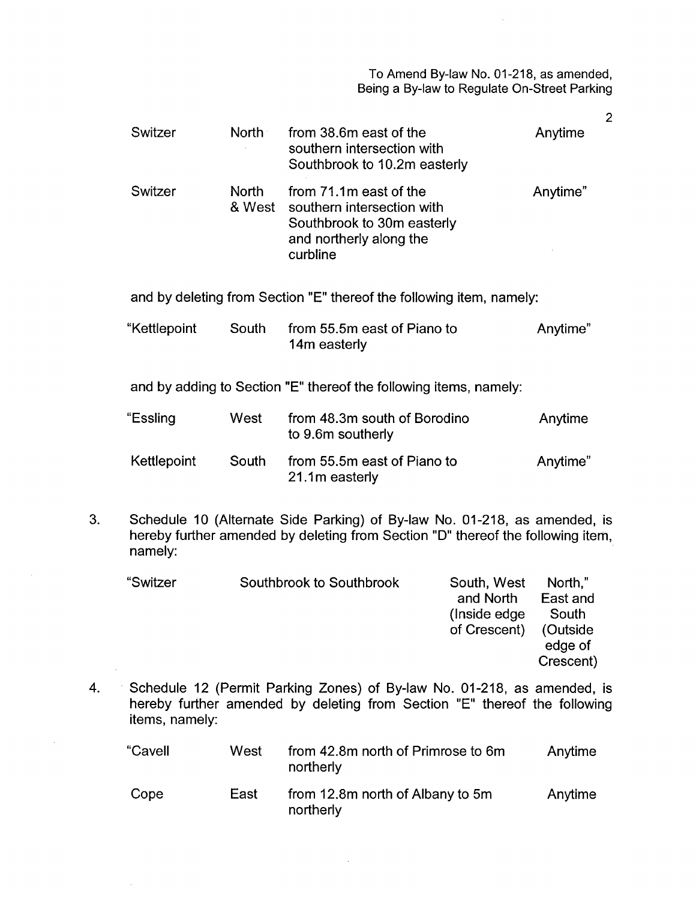| | | | |
|---|---|---|---|
| Switzer | North | from 38.6m east of the southern intersection with Southbrook to 10.2m easterly | Anytime |
| Switzer | North & West | from 71.1m east of the southern intersection with Southbrook to 30m easterly and northerly along the curbline | Anytime" |

and by deleting from Section "E" thereof the following item, namely:

| | | | |
|---|---|---|---|
| "Kettlepoint | South | from 55.5m east of Piano to 14m easterly | Anytime" |

and by adding to Section "E" thereof the following items, namely:

| | | | |
|---|---|---|---|
| "Essling | West | from 48.3m south of Borodino to 9.6m southerly | Anytime |
| Kettlepoint | South | from 55.5m east of Piano to 21.1m easterly | Anytime" |

3. Schedule 10 (Alternate Side Parking) of By-law No. 01-218, as amended, is hereby further amended by deleting from Section "D" thereof the following item, namely:

| | | | |
|---|---|---|---|
| "Switzer | Southbrook to Southbrook | South, West and North (Inside edge of Crescent) | North," East and South (Outside edge of Crescent) |

4. Schedule 12 (Permit Parking Zones) of By-law No. 01-218, as amended, is hereby further amended by deleting from Section "E" thereof the following items, namely:

| | | | |
|---|---|---|---|
| "Cavell | West | from 42.8m north of Primrose to 6m northerly | Anytime |
| Cope | East | from 12.8m north of Albany to 5m northerly | Anytime |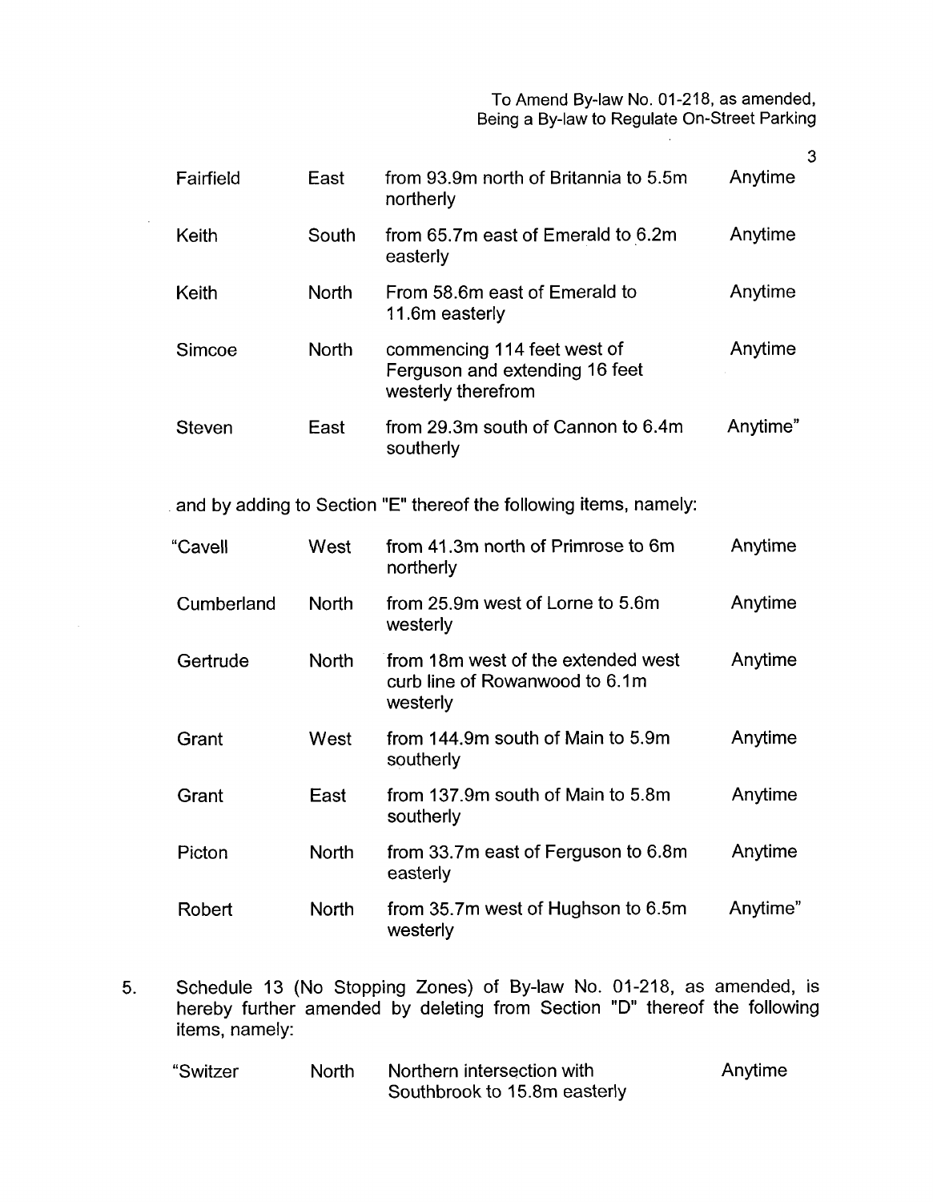| | | | |
|---|---|---|---|
| Fairfield | East | from 93.9m north of Britannia to 5.5m northerly | Anytime |
| Keith | South | from 65.7m east of Emerald to 6.2m easterly | Anytime |
| Keith | North | From 58.6m east of Emerald to 11.6m easterly | Anytime |
| Simcoe | North | commencing 114 feet west of Ferguson and extending 16 feet westerly therefrom | Anytime |
| Steven | East | from 29.3m south of Cannon to 6.4m southerly | Anytime" |

and by adding to Section "E" thereof the following items, namely:

| | | | |
|---|---|---|---|
| "Cavell | West | from 41.3m north of Primrose to 6m northerly | Anytime |
| Cumberland | North | from 25.9m west of Lorne to 5.6m westerly | Anytime |
| Gertrude | North | from 18m west of the extended west curb line of Rowanwood to 6.1m westerly | Anytime |
| Grant | West | from 144.9m south of Main to 5.9m southerly | Anytime |
| Grant | East | from 137.9m south of Main to 5.8m southerly | Anytime |
| Picton | North | from 33.7m east of Ferguson to 6.8m easterly | Anytime |
| Robert | North | from 35.7m west of Hughson to 6.5m westerly | Anytime" |

5. Schedule 13 (No Stopping Zones) of By-law No. 01-218, as amended, is hereby further amended by deleting from Section "D" thereof the following items, namely:

| | | | |
|---|---|---|---|
| "Switzer | North | Northern intersection with Southbrook to 15.8m easterly | Anytime |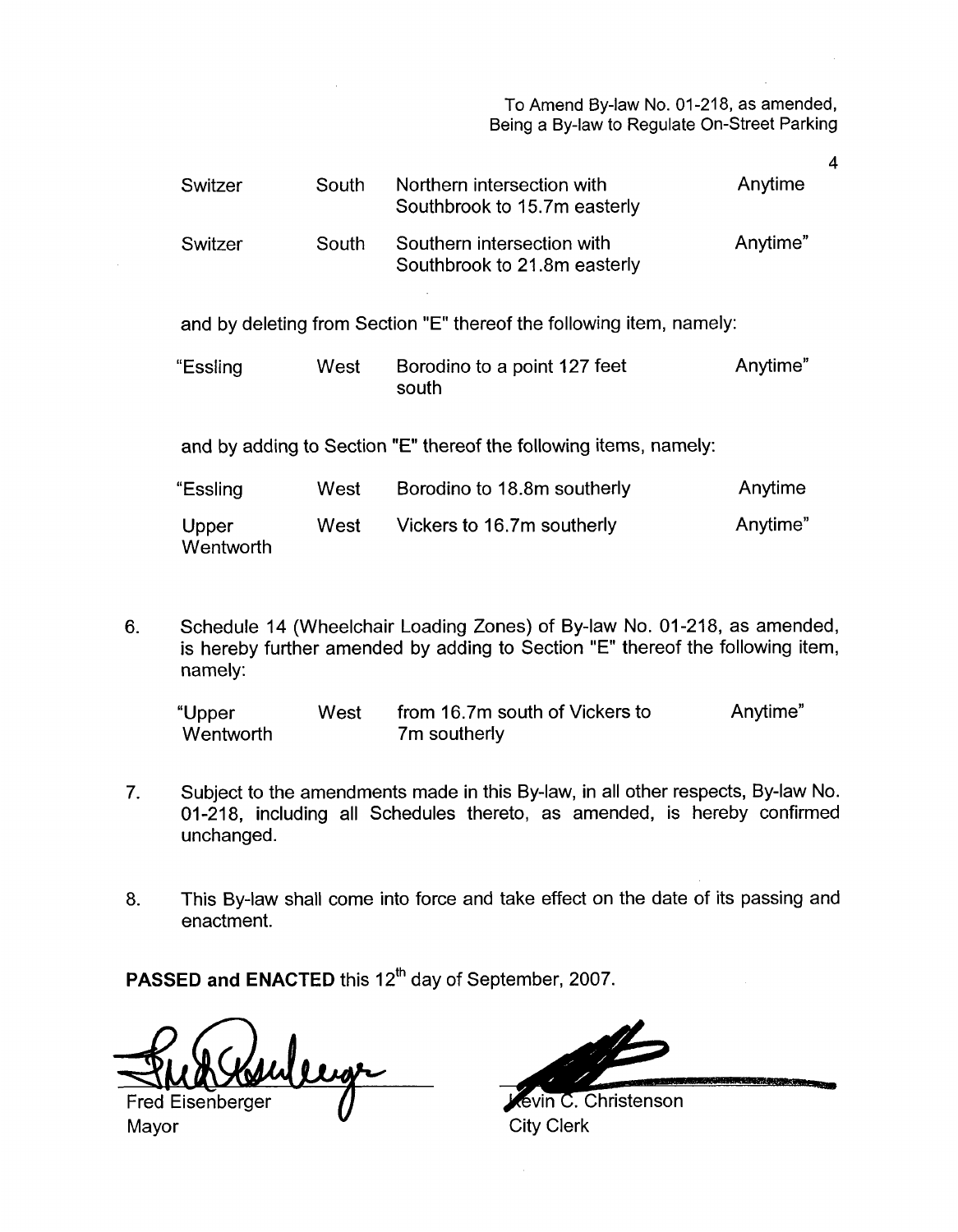| | | | |
|---|---|---|---|
| Switzer | South | Northern intersection with Southbrook to 15.7m easterly | Anytime |
| Switzer | South | Southern intersection with Southbrook to 21.8m easterly | Anytime" |

and by deleting from Section "E" thereof the following item, namely:

| | | | |
|---|---|---|---|
| "Essling | West | Borodino to a point 127 feet south | Anytime" |

and by adding to Section "E" thereof the following items, namely:

| | | | |
|---|---|---|---|
| "Essling | West | Borodino to 18.8m southerly | Anytime |
| Upper Wentworth | West | Vickers to 16.7m southerly | Anytime" |

6. Schedule 14 (Wheelchair Loading Zones) of By-law No. 01-218, as amended, is hereby further amended by adding to Section "E" thereof the following item, namely:

| | | | |
|---|---|---|---|
| "Upper Wentworth | West | from 16.7m south of Vickers to 7m southerly | Anytime" |

7. Subject to the amendments made in this By-law, in all other respects, By-law No. 01-218, including all Schedules thereto, as amended, is hereby confirmed unchanged.

8. This By-law shall come into force and take effect on the date of its passing and enactment.

**PASSED and ENACTED** this 12th day of September, 2007.

Fred Eisenberger
Mayor

Kevin C. Christenson
City Clerk